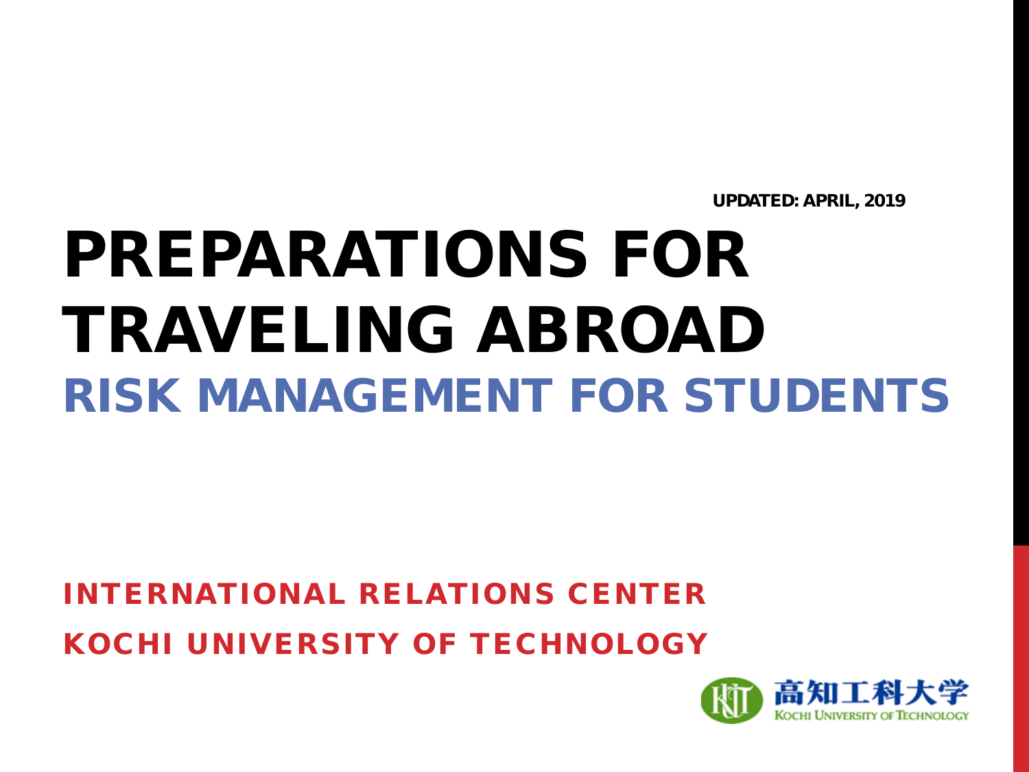UPDATED: APRIL, 2019

# PREPARATIONS FOR TRAVELING ABROAD

## RISK MANAGEMENT FOR STUDENTS

INTERNATIONAL RELATIONS CENTER

KOCHI UNIVERSITY OF TECHNOLOGY

高知工科大学
KOCHI UNIVERSITY OF TECHNOLOGY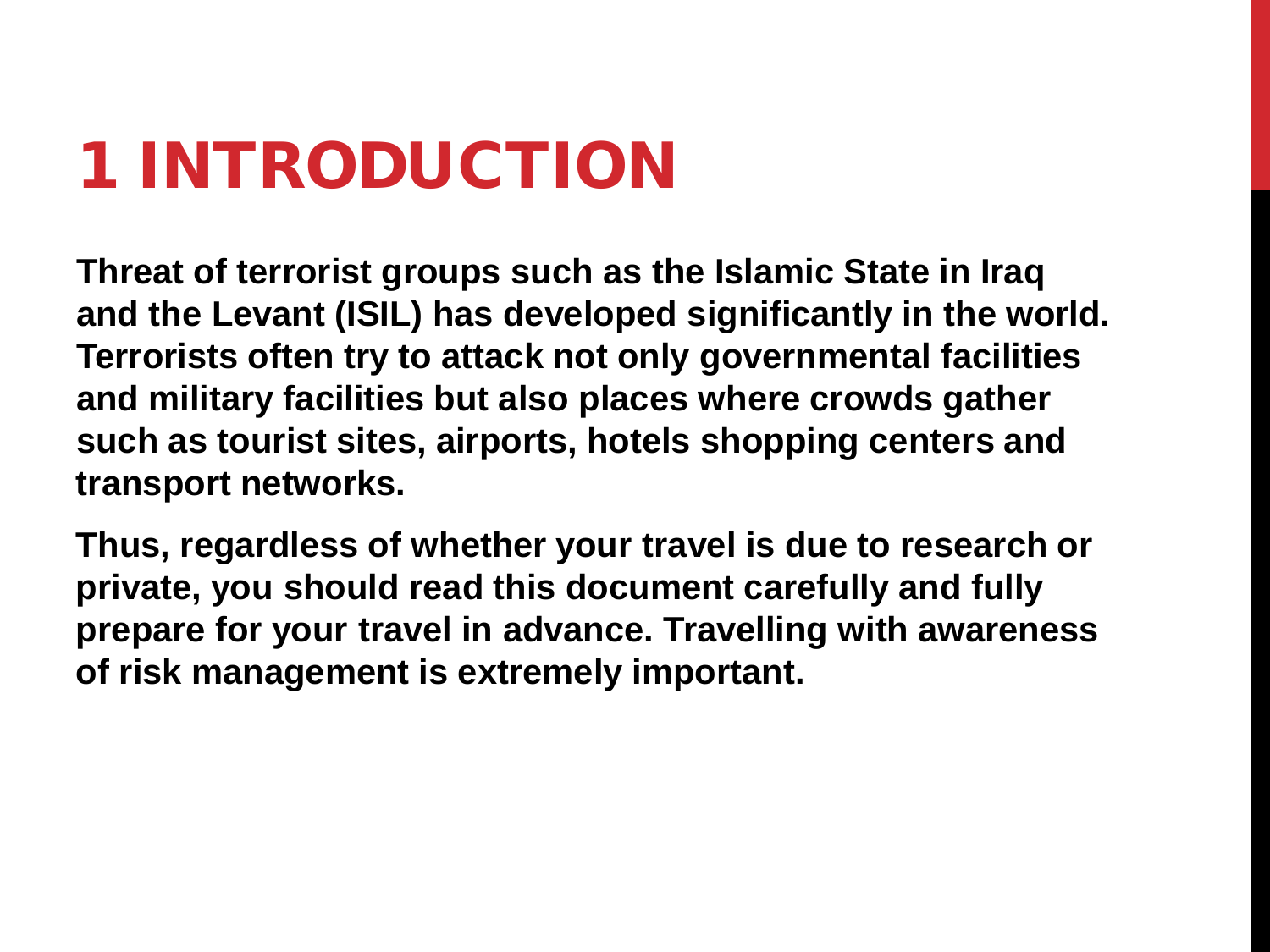# 1 INTRODUCTION

**Threat of terrorist groups such as the Islamic State in Iraq and the Levant (ISIL) has developed significantly in the world. Terrorists often try to attack not only governmental facilities and military facilities but also places where crowds gather such as tourist sites, airports, hotels shopping centers and transport networks.**

**Thus, regardless of whether your travel is due to research or private, you should read this document carefully and fully prepare for your travel in advance. Travelling with awareness of risk management is extremely important.**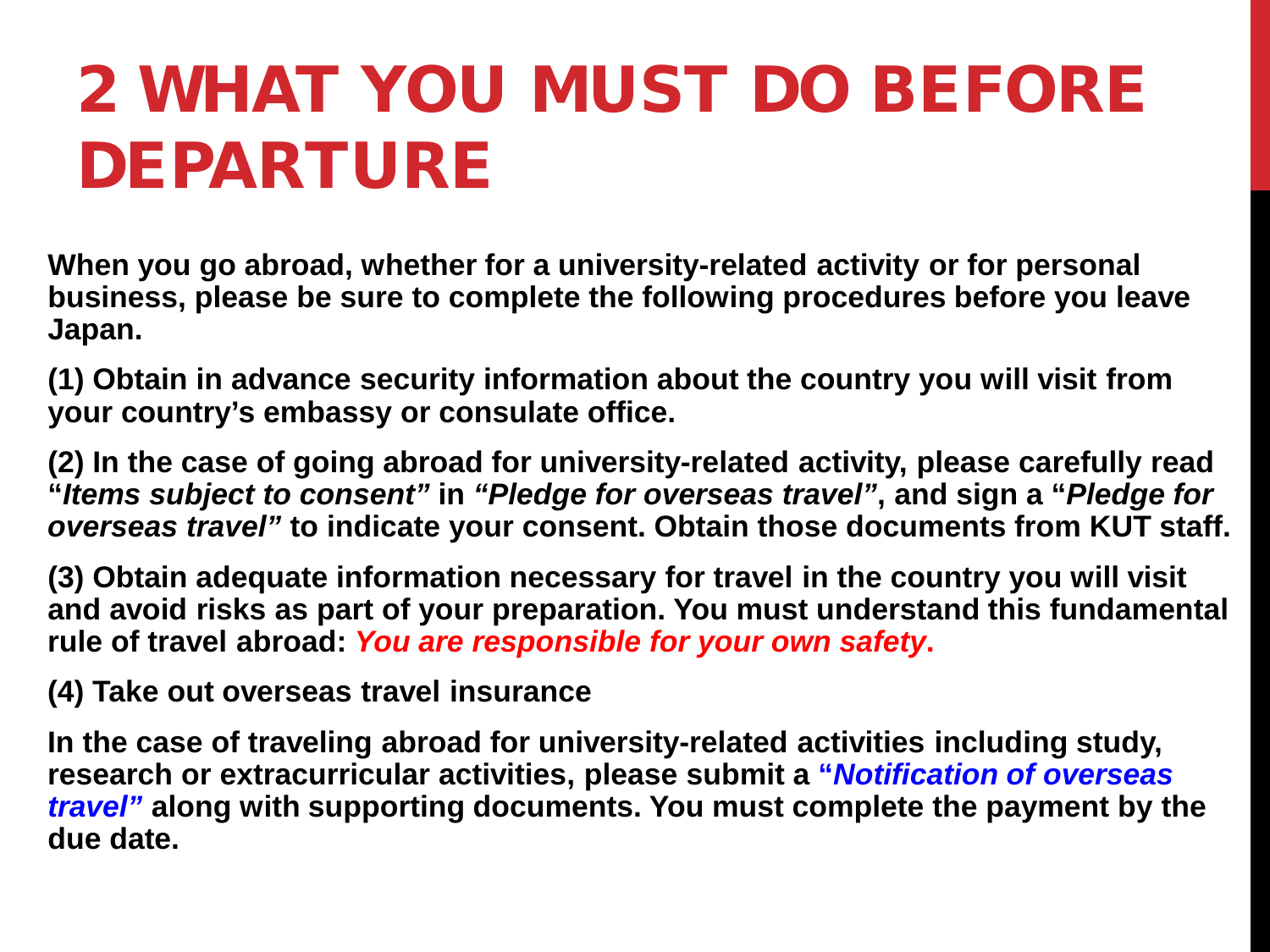# 2 WHAT YOU MUST DO BEFORE DEPARTURE

**When you go abroad, whether for a university-related activity or for personal business, please be sure to complete the following procedures before you leave Japan.**

**(1) Obtain in advance security information about the country you will visit from your country's embassy or consulate office.**

**(2) In the case of going abroad for university-related activity, please carefully read "*Items subject to consent"* in *"Pledge for overseas travel"*, and sign a "*Pledge for overseas travel"* to indicate your consent. Obtain those documents from KUT staff.**

**(3) Obtain adequate information necessary for travel in the country you will visit and avoid risks as part of your preparation. You must understand this fundamental rule of travel abroad: *You are responsible for your own safety*.**

**(4) Take out overseas travel insurance**

**In the case of traveling abroad for university-related activities including study, research or extracurricular activities, please submit a "*Notification of overseas travel"* along with supporting documents. You must complete the payment by the due date.**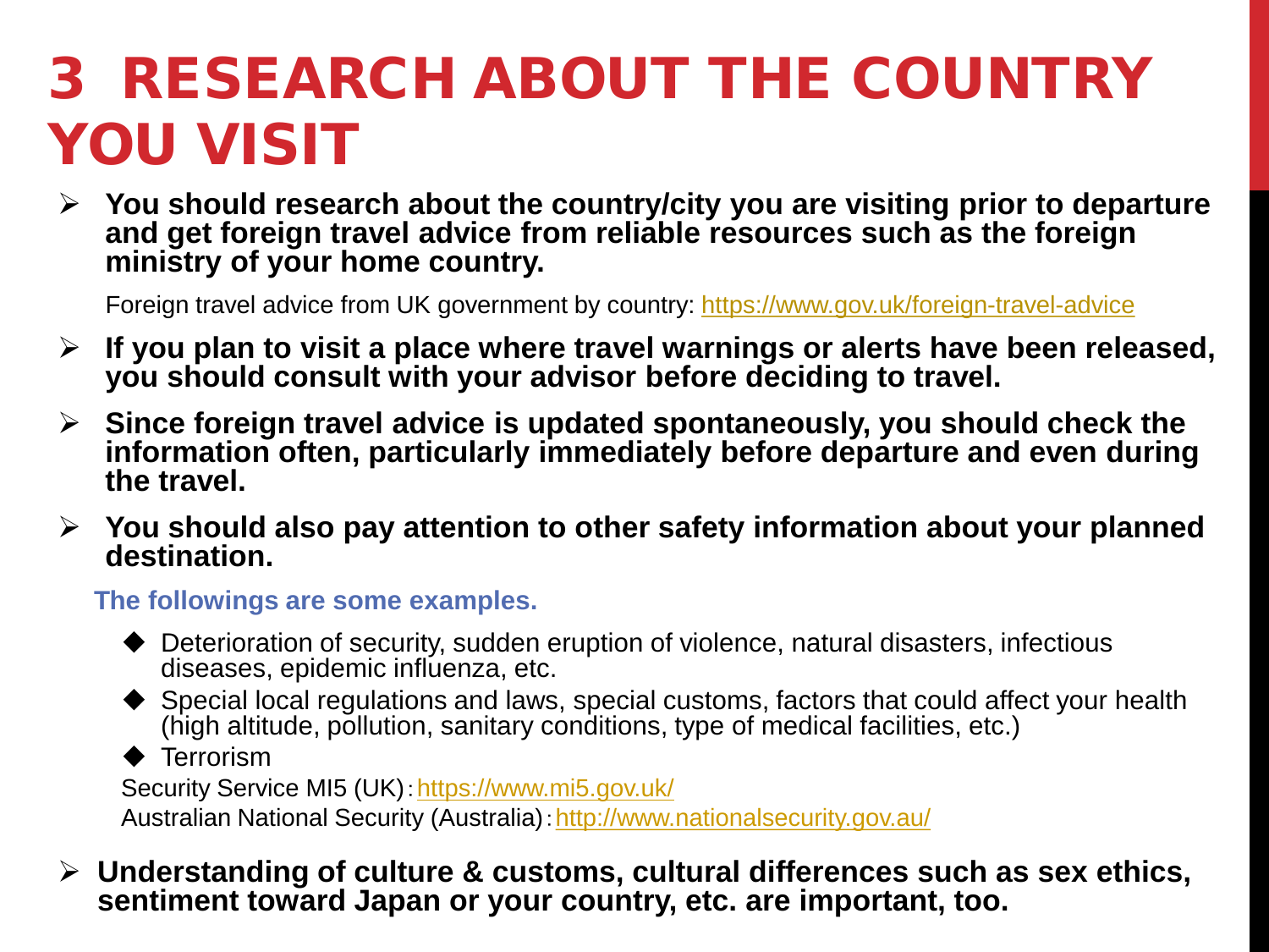# 3 RESEARCH ABOUT THE COUNTRY YOU VISIT

- **You should research about the country/city you are visiting prior to departure and get foreign travel advice from reliable resources such as the foreign ministry of your home country.**

  Foreign travel advice from UK government by country: https://www.gov.uk/foreign-travel-advice

- **If you plan to visit a place where travel warnings or alerts have been released, you should consult with your advisor before deciding to travel.**

- **Since foreign travel advice is updated spontaneously, you should check the information often, particularly immediately before departure and even during the travel.**

- **You should also pay attention to other safety information about your planned destination.**

  **The followings are some examples.**

  - Deterioration of security, sudden eruption of violence, natural disasters, infectious diseases, epidemic influenza, etc.
  - Special local regulations and laws, special customs, factors that could affect your health (high altitude, pollution, sanitary conditions, type of medical facilities, etc.)
  - Terrorism

  Security Service MI5 (UK)：https://www.mi5.gov.uk/
  Australian National Security (Australia)：http://www.nationalsecurity.gov.au/

- **Understanding of culture & customs, cultural differences such as sex ethics, sentiment toward Japan or your country, etc. are important, too.**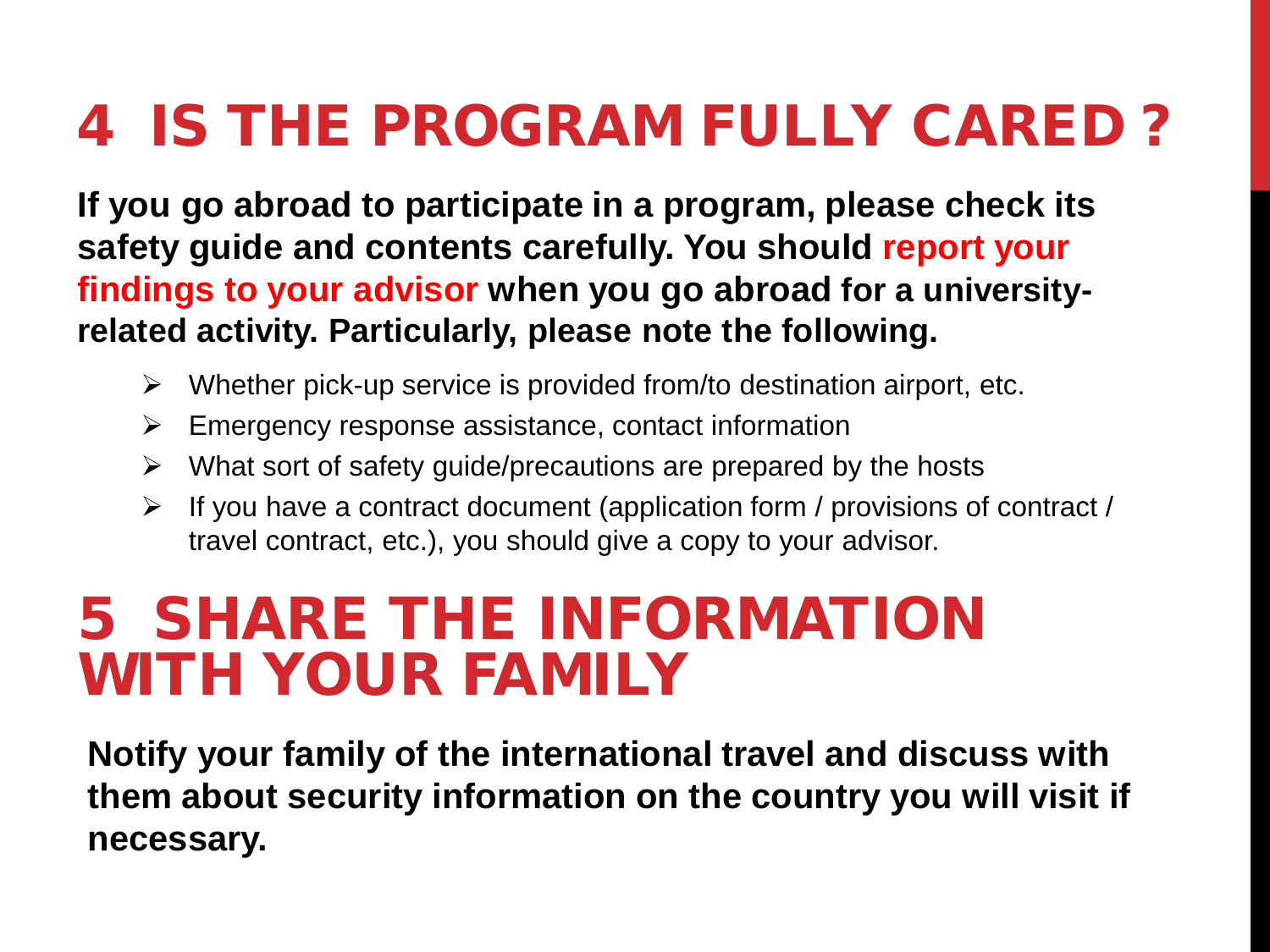# 4 IS THE PROGRAM FULLY CARED ?

**If you go abroad to participate in a program, please check its safety guide and contents carefully. You should report your findings to your advisor when you go abroad for a university-related activity. Particularly, please note the following.**

- Whether pick-up service is provided from/to destination airport, etc.
- Emergency response assistance, contact information
- What sort of safety guide/precautions are prepared by the hosts
- If you have a contract document (application form / provisions of contract / travel contract, etc.), you should give a copy to your advisor.

# 5 SHARE THE INFORMATION WITH YOUR FAMILY

**Notify your family of the international travel and discuss with them about security information on the country you will visit if necessary.**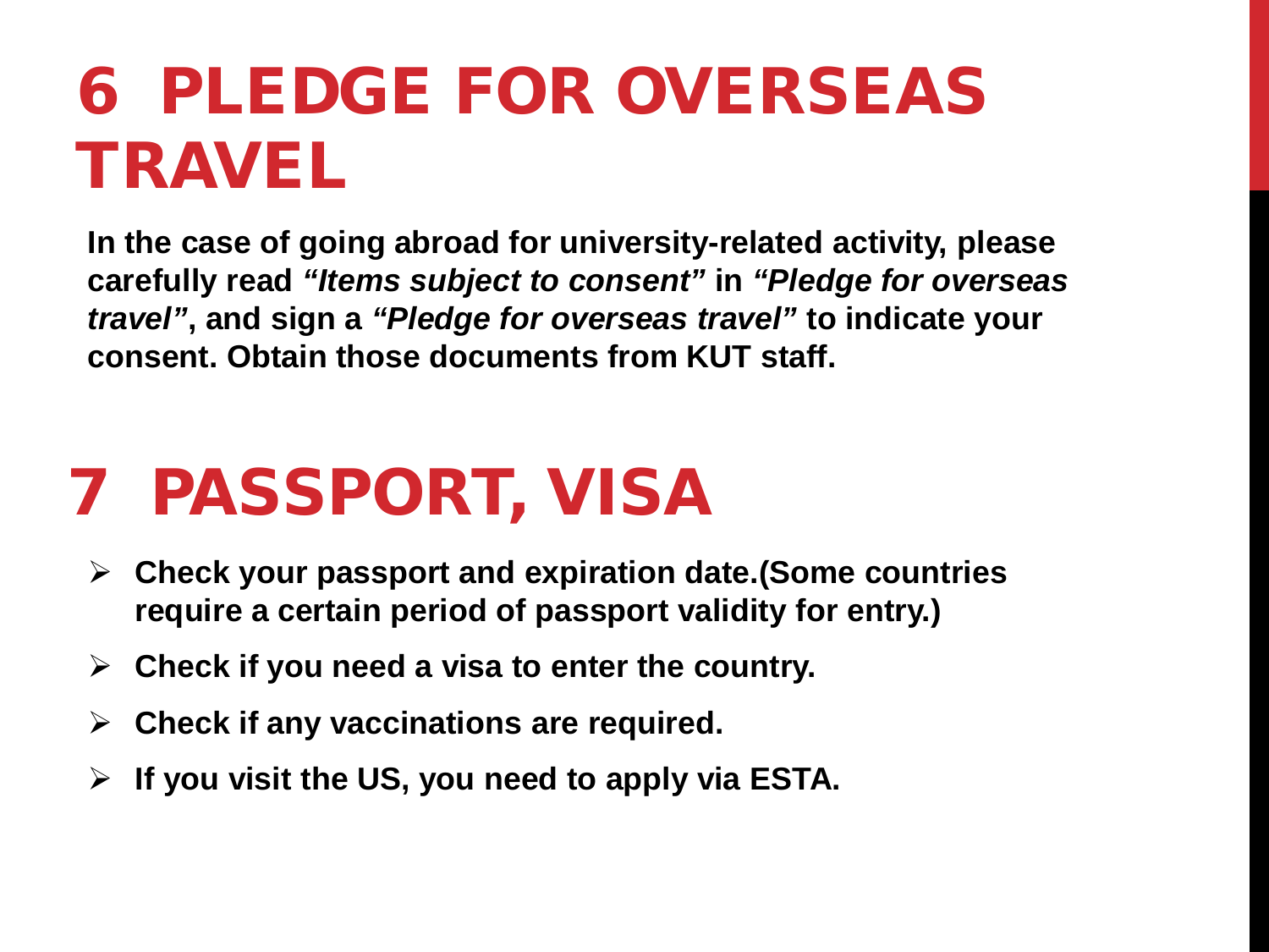# 6 PLEDGE FOR OVERSEAS TRAVEL

**In the case of going abroad for university-related activity, please carefully read *"Items subject to consent"* in *"Pledge for overseas travel"*, and sign a *"Pledge for overseas travel"* to indicate your consent. Obtain those documents from KUT staff.**

# 7 PASSPORT, VISA

- **Check your passport and expiration date.(Some countries require a certain period of passport validity for entry.)**
- **Check if you need a visa to enter the country.**
- **Check if any vaccinations are required.**
- **If you visit the US, you need to apply via ESTA.**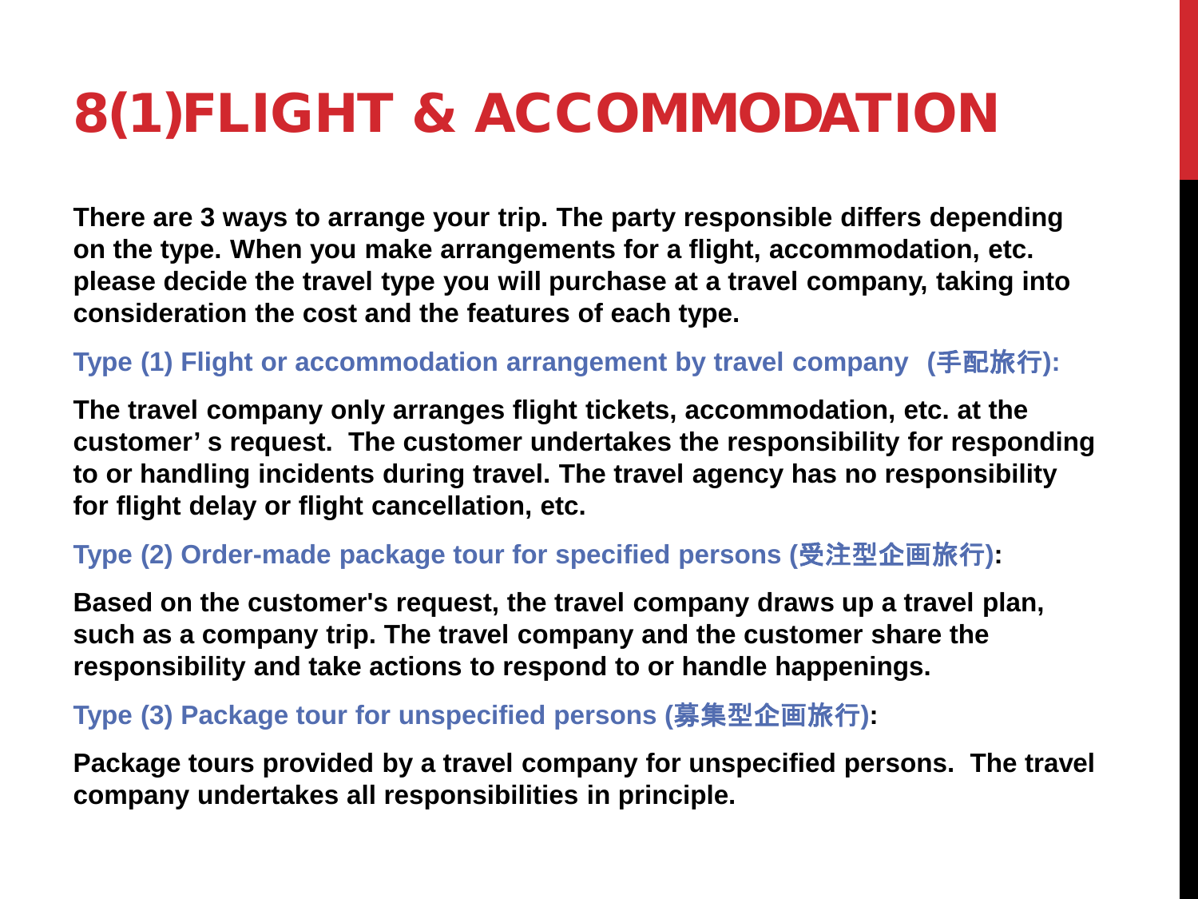# 8(1)FLIGHT & ACCOMMODATION

**There are 3 ways to arrange your trip. The party responsible differs depending on the type. When you make arrangements for a flight, accommodation, etc. please decide the travel type you will purchase at a travel company, taking into consideration the cost and the features of each type.**

**Type (1) Flight or accommodation arrangement by travel company (手配旅行):**

**The travel company only arranges flight tickets, accommodation, etc. at the customer' s request. The customer undertakes the responsibility for responding to or handling incidents during travel. The travel agency has no responsibility for flight delay or flight cancellation, etc.**

**Type (2) Order-made package tour for specified persons (受注型企画旅行):**

**Based on the customer's request, the travel company draws up a travel plan, such as a company trip. The travel company and the customer share the responsibility and take actions to respond to or handle happenings.**

**Type (3) Package tour for unspecified persons (募集型企画旅行):**

**Package tours provided by a travel company for unspecified persons. The travel company undertakes all responsibilities in principle.**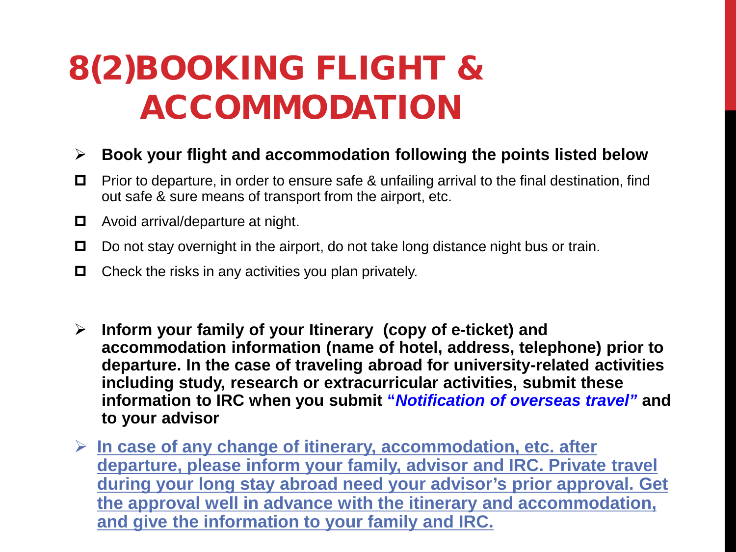# 8(2)BOOKING FLIGHT & ACCOMMODATION

- **Book your flight and accommodation following the points listed below**

- ☐ Prior to departure, in order to ensure safe & unfailing arrival to the final destination, find out safe & sure means of transport from the airport, etc.
- ☐ Avoid arrival/departure at night.
- ☐ Do not stay overnight in the airport, do not take long distance night bus or train.
- ☐ Check the risks in any activities you plan privately.

- **Inform your family of your Itinerary (copy of e-ticket) and accommodation information (name of hotel, address, telephone) prior to departure. In the case of traveling abroad for university-related activities including study, research or extracurricular activities, submit these information to IRC when you submit "*Notification of overseas travel*" and to your advisor**

- **In case of any change of itinerary, accommodation, etc. after departure, please inform your family, advisor and IRC. Private travel during your long stay abroad need your advisor's prior approval. Get the approval well in advance with the itinerary and accommodation, and give the information to your family and IRC.**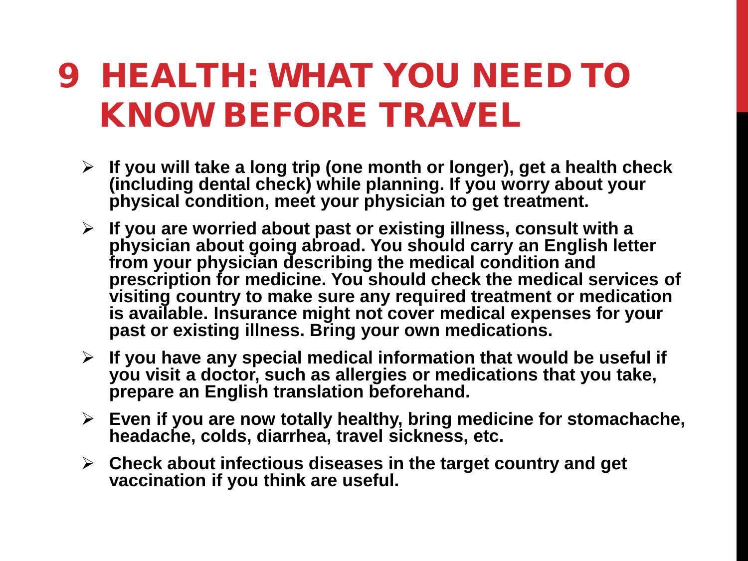# 9 HEALTH: WHAT YOU NEED TO KNOW BEFORE TRAVEL

- **If you will take a long trip (one month or longer), get a health check (including dental check) while planning. If you worry about your physical condition, meet your physician to get treatment.**
- **If you are worried about past or existing illness, consult with a physician about going abroad. You should carry an English letter from your physician describing the medical condition and prescription for medicine. You should check the medical services of visiting country to make sure any required treatment or medication is available. Insurance might not cover medical expenses for your past or existing illness. Bring your own medications.**
- **If you have any special medical information that would be useful if you visit a doctor, such as allergies or medications that you take, prepare an English translation beforehand.**
- **Even if you are now totally healthy, bring medicine for stomachache, headache, colds, diarrhea, travel sickness, etc.**
- **Check about infectious diseases in the target country and get vaccination if you think are useful.**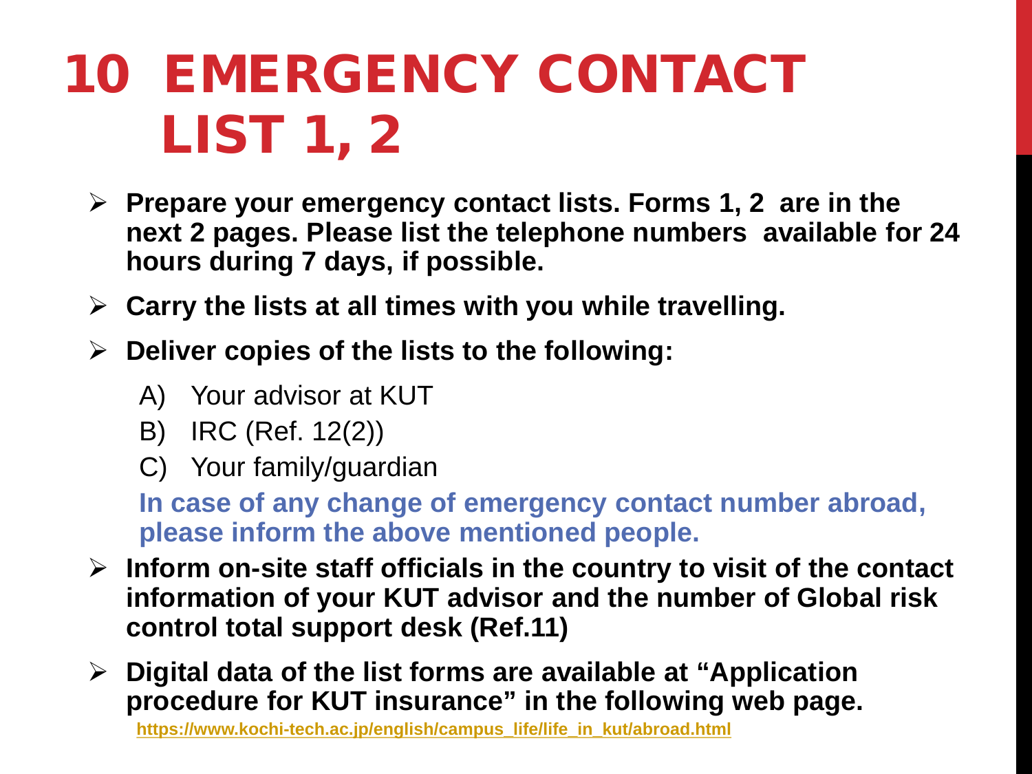# 10 EMERGENCY CONTACT LIST 1, 2

- **Prepare your emergency contact lists. Forms 1, 2 are in the next 2 pages. Please list the telephone numbers available for 24 hours during 7 days, if possible.**
- **Carry the lists at all times with you while travelling.**
- **Deliver copies of the lists to the following:**
  - A) Your advisor at KUT
  - B) IRC (Ref. 12(2))
  - C) Your family/guardian

  **In case of any change of emergency contact number abroad, please inform the above mentioned people.**
- **Inform on-site staff officials in the country to visit of the contact information of your KUT advisor and the number of Global risk control total support desk (Ref.11)**
- **Digital data of the list forms are available at "Application procedure for KUT insurance" in the following web page.**
  **https://www.kochi-tech.ac.jp/english/campus_life/life_in_kut/abroad.html**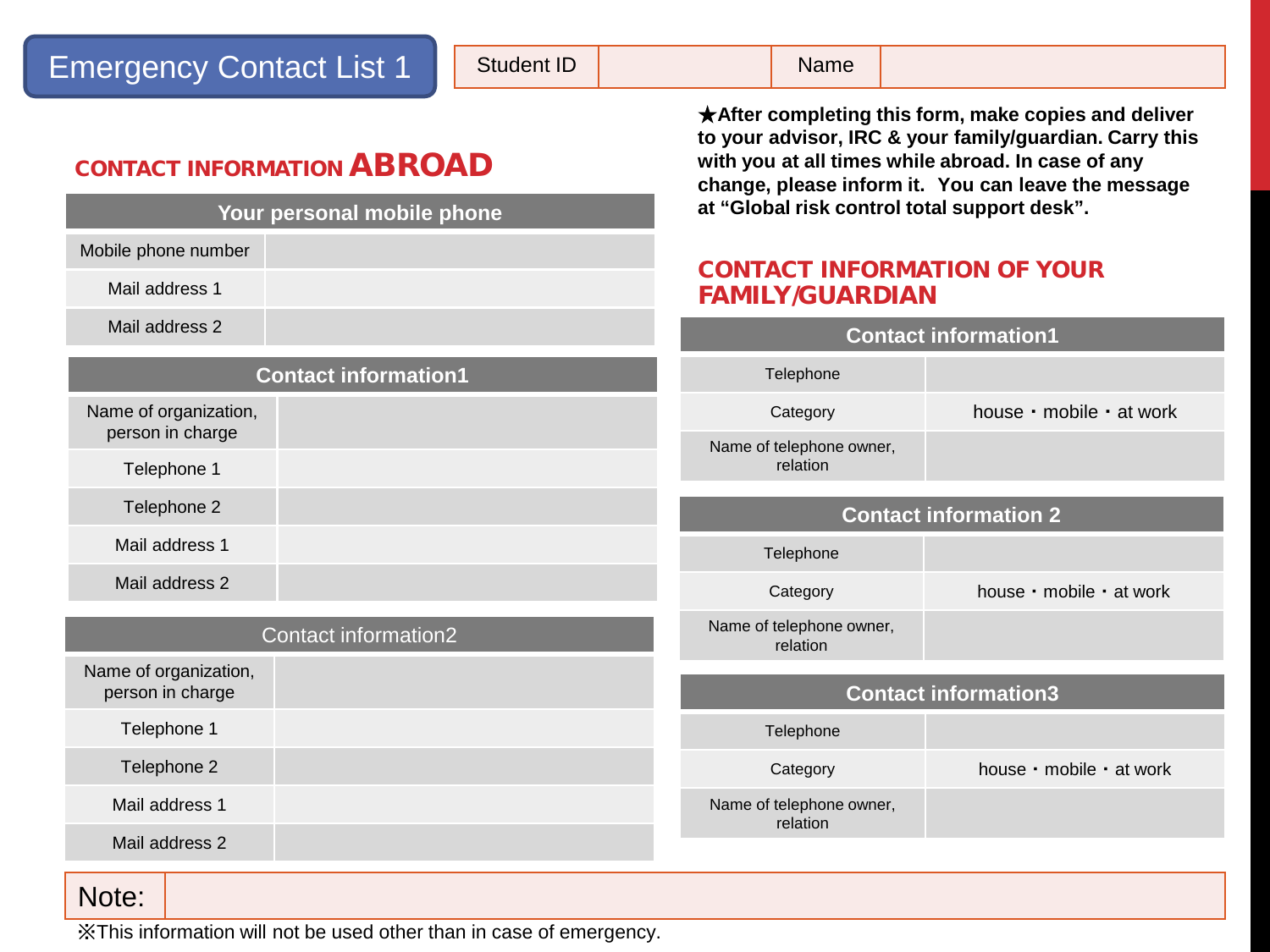# Emergency Contact List 1

| Student ID | | Name | |
|---|---|---|---|

★After completing this form, make copies and deliver to your advisor, IRC & your family/guardian. Carry this with you at all times while abroad. In case of any change, please inform it. You can leave the message at "Global risk control total support desk".

## CONTACT INFORMATION ABROAD

| Your personal mobile phone | |
|---|---|
| Mobile phone number | |
| Mail address 1 | |
| Mail address 2 | |

| Contact information1 | |
|---|---|
| Name of organization, person in charge | |
| Telephone 1 | |
| Telephone 2 | |
| Mail address 1 | |
| Mail address 2 | |

| Contact information2 | |
|---|---|
| Name of organization, person in charge | |
| Telephone 1 | |
| Telephone 2 | |
| Mail address 1 | |
| Mail address 2 | |

## CONTACT INFORMATION OF YOUR FAMILY/GUARDIAN

| Contact information1 | |
|---|---|
| Telephone | |
| Category | house・mobile・at work |
| Name of telephone owner, relation | |

| Contact information 2 | |
|---|---|
| Telephone | |
| Category | house・mobile・at work |
| Name of telephone owner, relation | |

| Contact information3 | |
|---|---|
| Telephone | |
| Category | house・mobile・at work |
| Name of telephone owner, relation | |

| Note: | |
|---|---|

※This information will not be used other than in case of emergency.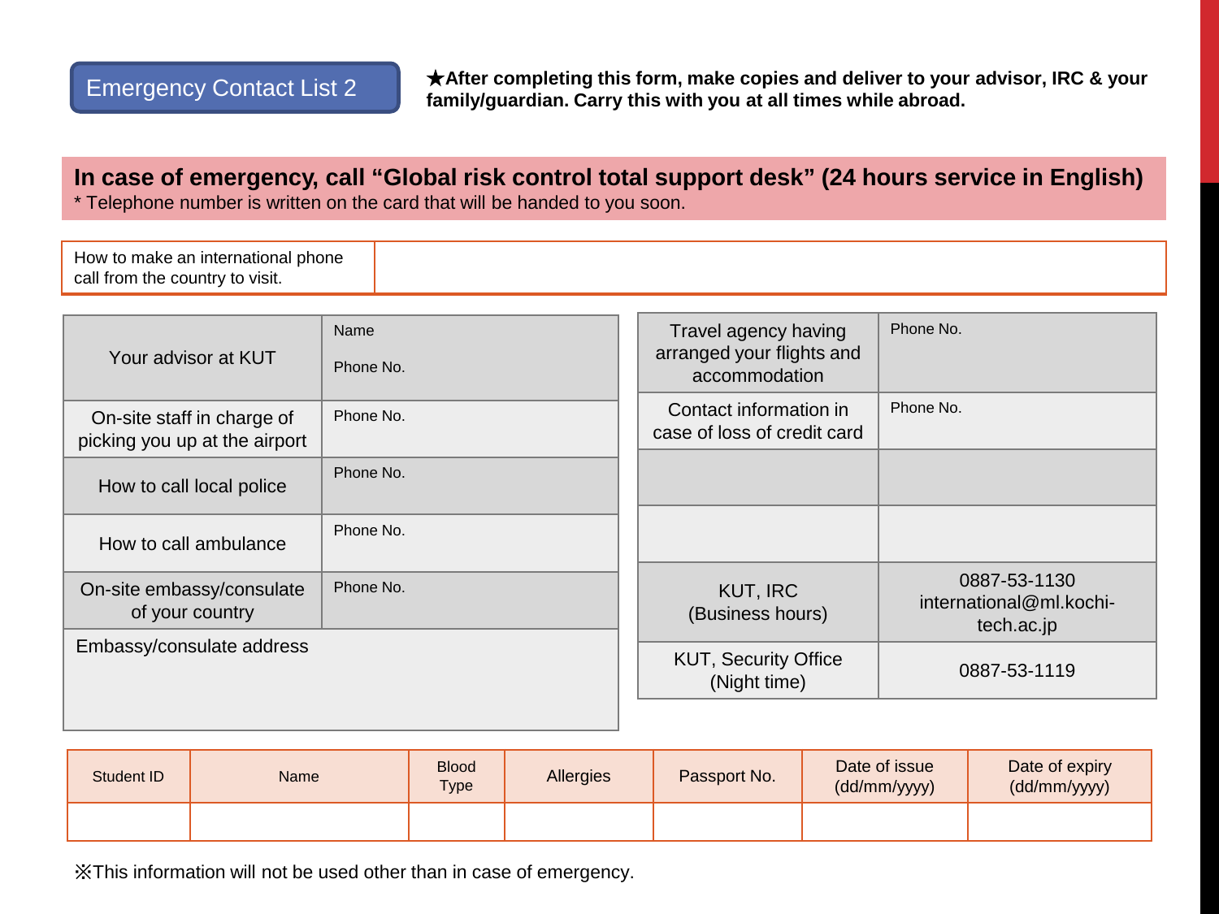## Emergency Contact List 2

**★After completing this form, make copies and deliver to your advisor, IRC & your family/guardian. Carry this with you at all times while abroad.**

**In case of emergency, call "Global risk control total support desk" (24 hours service in English)**

* Telephone number is written on the card that will be handed to you soon.

| How to make an international phone call from the country to visit. | |
|---|---|

| | |
|---|---|
| Your advisor at KUT | Name<br>Phone No. |
| On-site staff in charge of picking you up at the airport | Phone No. |
| How to call local police | Phone No. |
| How to call ambulance | Phone No. |
| On-site embassy/consulate of your country | Phone No. |
| Embassy/consulate address | |

| | |
|---|---|
| Travel agency having arranged your flights and accommodation | Phone No. |
| Contact information in case of loss of credit card | Phone No. |
| | |
| | |
| KUT, IRC<br>(Business hours) | 0887-53-1130<br>international@ml.kochi-tech.ac.jp |
| KUT, Security Office<br>(Night time) | 0887-53-1119 |

| Student ID | Name | Blood Type | Allergies | Passport No. | Date of issue (dd/mm/yyyy) | Date of expiry (dd/mm/yyyy) |
|---|---|---|---|---|---|---|
| | | | | | | |

※This information will not be used other than in case of emergency.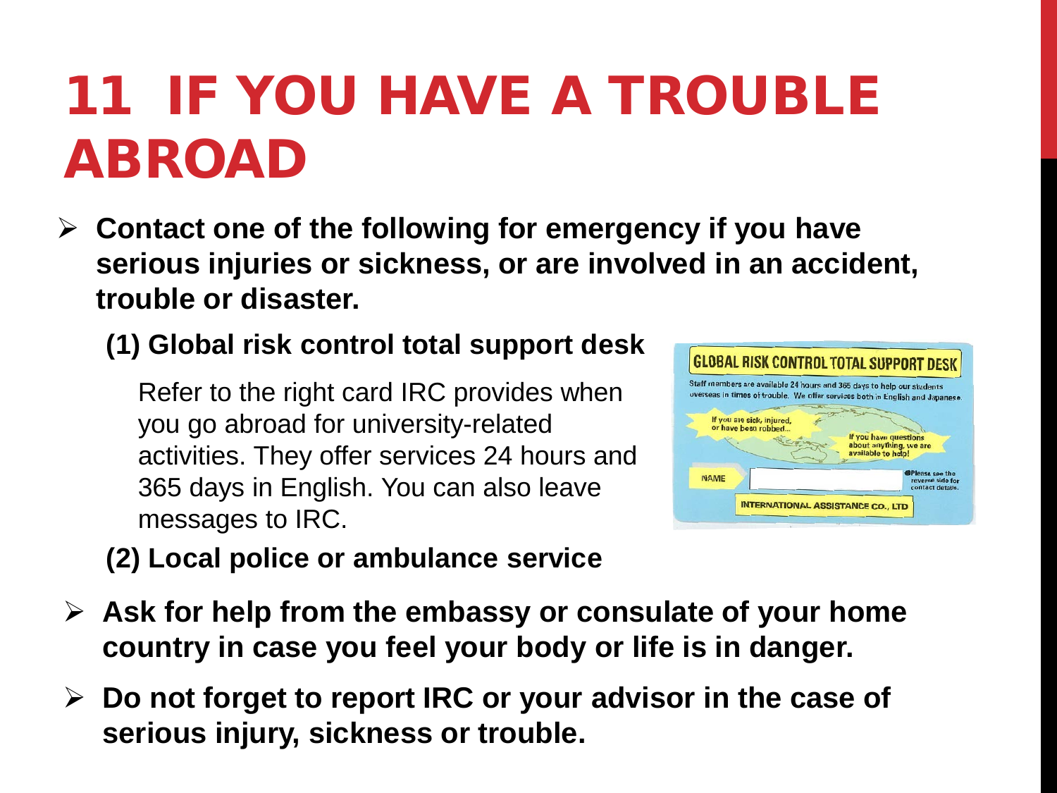# 11 IF YOU HAVE A TROUBLE ABROAD

- **Contact one of the following for emergency if you have serious injuries or sickness, or are involved in an accident, trouble or disaster.**

  **(1) Global risk control total support desk**

  Refer to the right card IRC provides when you go abroad for university-related activities. They offer services 24 hours and 365 days in English. You can also leave messages to IRC.

  **(2) Local police or ambulance service**

- **Ask for help from the embassy or consulate of your home country in case you feel your body or life is in danger.**
- **Do not forget to report IRC or your advisor in the case of serious injury, sickness or trouble.**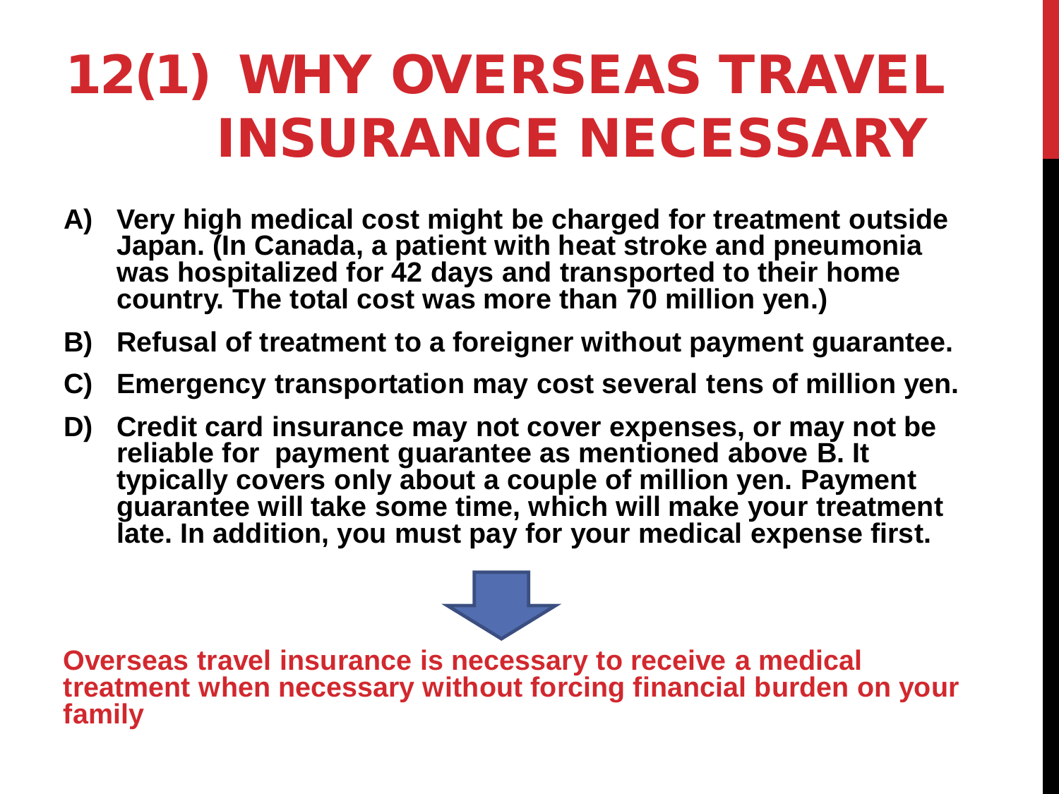# 12(1) WHY OVERSEAS TRAVEL INSURANCE NECESSARY

A) **Very high medical cost might be charged for treatment outside Japan. (In Canada, a patient with heat stroke and pneumonia was hospitalized for 42 days and transported to their home country. The total cost was more than 70 million yen.)**

B) **Refusal of treatment to a foreigner without payment guarantee.**

C) **Emergency transportation may cost several tens of million yen.**

D) **Credit card insurance may not cover expenses, or may not be reliable for payment guarantee as mentioned above B. It typically covers only about a couple of million yen. Payment guarantee will take some time, which will make your treatment late. In addition, you must pay for your medical expense first.**

**Overseas travel insurance is necessary to receive a medical treatment when necessary without forcing financial burden on your family**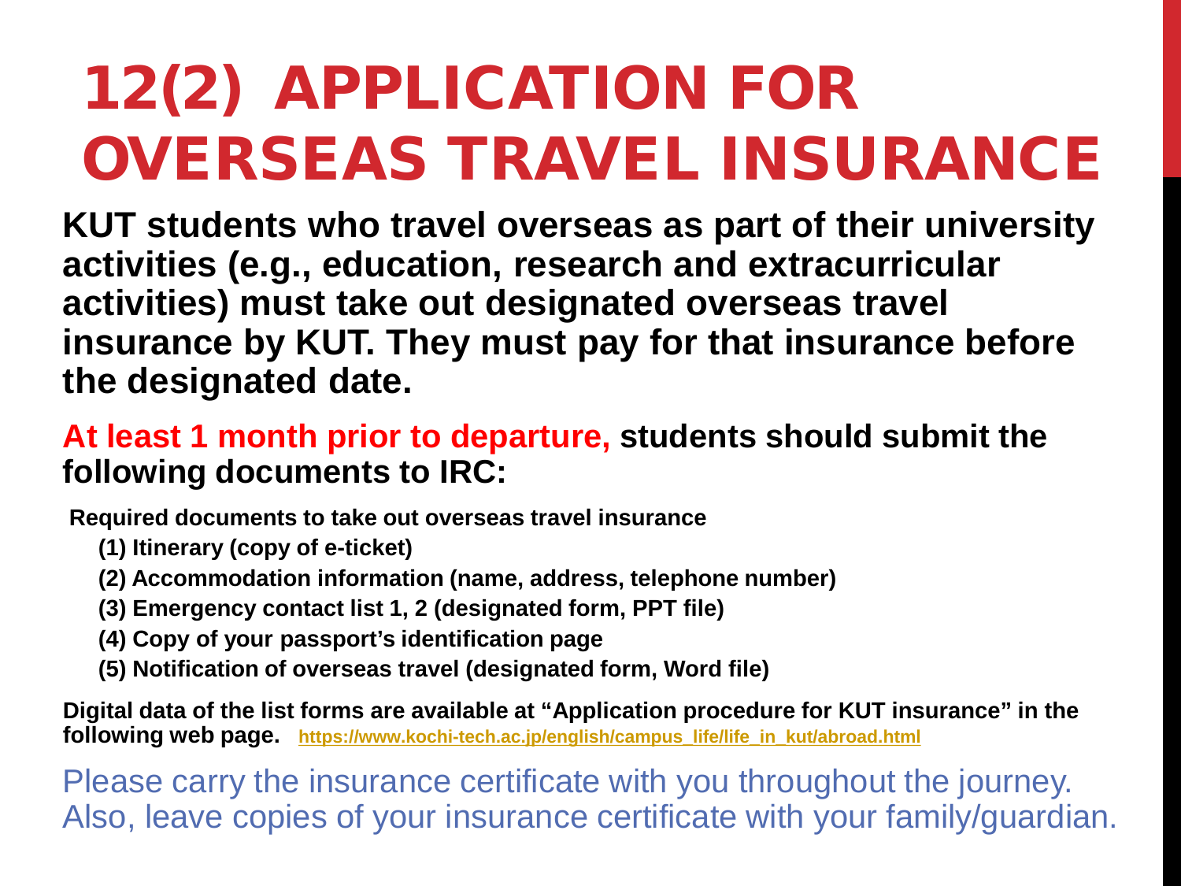# 12(2) APPLICATION FOR OVERSEAS TRAVEL INSURANCE

**KUT students who travel overseas as part of their university activities (e.g., education, research and extracurricular activities) must take out designated overseas travel insurance by KUT. They must pay for that insurance before the designated date.**

**At least 1 month prior to departure, students should submit the following documents to IRC:**

**Required documents to take out overseas travel insurance**

- **(1) Itinerary (copy of e-ticket)**
- **(2) Accommodation information (name, address, telephone number)**
- **(3) Emergency contact list 1, 2 (designated form, PPT file)**
- **(4) Copy of your passport's identification page**
- **(5) Notification of overseas travel (designated form, Word file)**

**Digital data of the list forms are available at "Application procedure for KUT insurance" in the following web page.** https://www.kochi-tech.ac.jp/english/campus_life/life_in_kut/abroad.html

Please carry the insurance certificate with you throughout the journey. Also, leave copies of your insurance certificate with your family/guardian.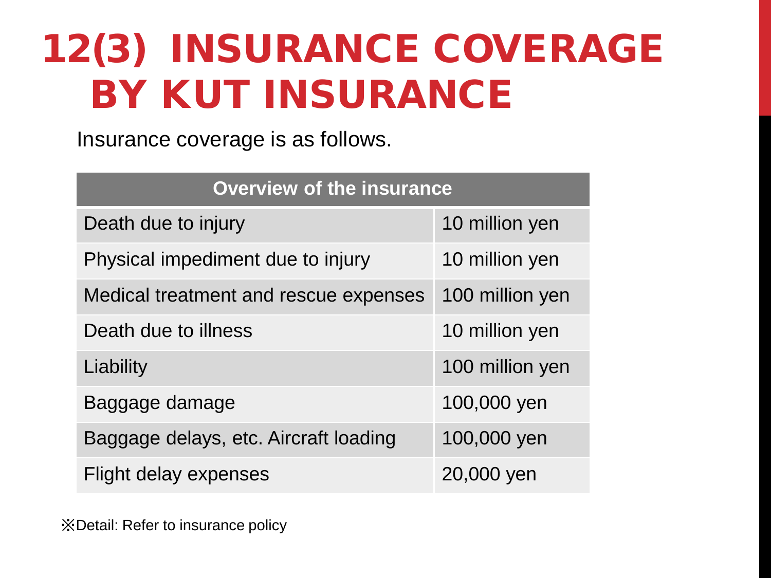# 12(3) INSURANCE COVERAGE BY KUT INSURANCE

Insurance coverage is as follows.

| Overview of the insurance | |
| --- | --- |
| Death due to injury | 10 million yen |
| Physical impediment due to injury | 10 million yen |
| Medical treatment and rescue expenses | 100 million yen |
| Death due to illness | 10 million yen |
| Liability | 100 million yen |
| Baggage damage | 100,000 yen |
| Baggage delays, etc. Aircraft loading | 100,000 yen |
| Flight delay expenses | 20,000 yen |

※Detail: Refer to insurance policy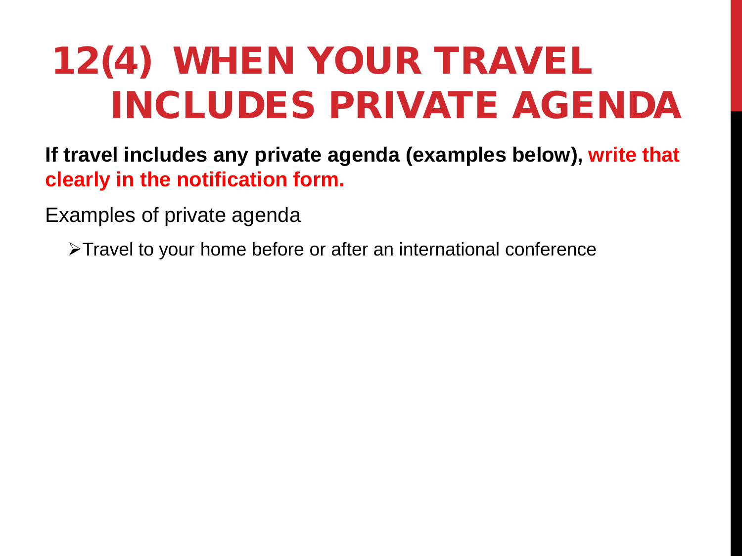# 12(4) WHEN YOUR TRAVEL INCLUDES PRIVATE AGENDA

**If travel includes any private agenda (examples below), write that clearly in the notification form.**

Examples of private agenda

- Travel to your home before or after an international conference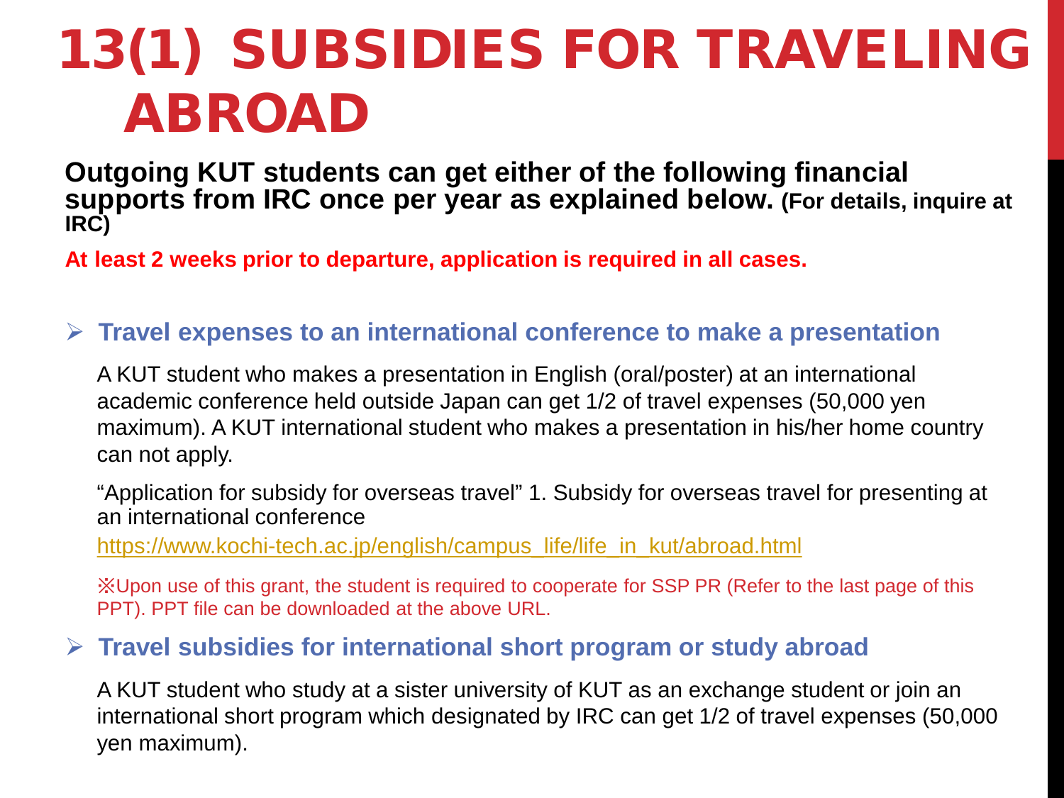# 13(1) SUBSIDIES FOR TRAVELING ABROAD

**Outgoing KUT students can get either of the following financial supports from IRC once per year as explained below. (For details, inquire at IRC)**

**At least 2 weeks prior to departure, application is required in all cases.**

- **Travel expenses to an international conference to make a presentation**

  A KUT student who makes a presentation in English (oral/poster) at an international academic conference held outside Japan can get 1/2 of travel expenses (50,000 yen maximum). A KUT international student who makes a presentation in his/her home country can not apply.

  "Application for subsidy for overseas travel" 1. Subsidy for overseas travel for presenting at an international conference

  https://www.kochi-tech.ac.jp/english/campus_life/life_in_kut/abroad.html

  ※Upon use of this grant, the student is required to cooperate for SSP PR (Refer to the last page of this PPT). PPT file can be downloaded at the above URL.

- **Travel subsidies for international short program or study abroad**

  A KUT student who study at a sister university of KUT as an exchange student or join an international short program which designated by IRC can get 1/2 of travel expenses (50,000 yen maximum).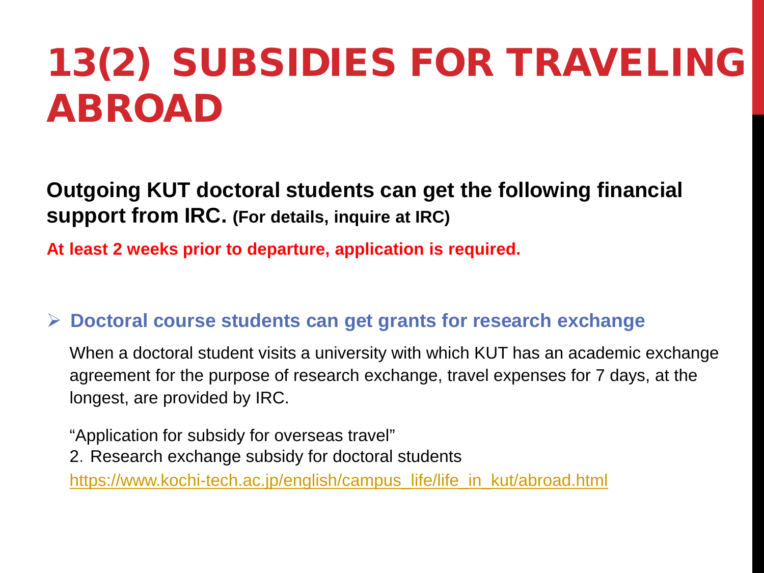# 13(2) SUBSIDIES FOR TRAVELING ABROAD

**Outgoing KUT doctoral students can get the following financial support from IRC. (For details, inquire at IRC)**

**At least 2 weeks prior to departure, application is required.**

- **Doctoral course students can get grants for research exchange**

  When a doctoral student visits a university with which KUT has an academic exchange agreement for the purpose of research exchange, travel expenses for 7 days, at the longest, are provided by IRC.

  "Application for subsidy for overseas travel"
  2. Research exchange subsidy for doctoral students
  https://www.kochi-tech.ac.jp/english/campus_life/life_in_kut/abroad.html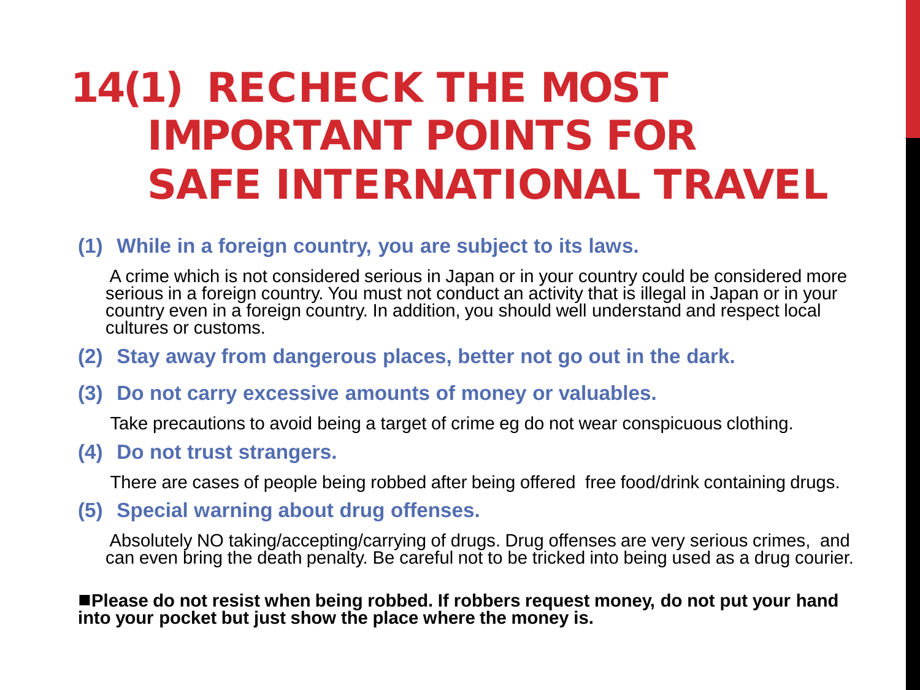# 14(1) RECHECK THE MOST IMPORTANT POINTS FOR SAFE INTERNATIONAL TRAVEL

**(1) While in a foreign country, you are subject to its laws.**

A crime which is not considered serious in Japan or in your country could be considered more serious in a foreign country. You must not conduct an activity that is illegal in Japan or in your country even in a foreign country. In addition, you should well understand and respect local cultures or customs.

**(2) Stay away from dangerous places, better not go out in the dark.**

**(3) Do not carry excessive amounts of money or valuables.**

Take precautions to avoid being a target of crime eg do not wear conspicuous clothing.

**(4) Do not trust strangers.**

There are cases of people being robbed after being offered free food/drink containing drugs.

**(5) Special warning about drug offenses.**

Absolutely NO taking/accepting/carrying of drugs. Drug offenses are very serious crimes, and can even bring the death penalty. Be careful not to be tricked into being used as a drug courier.

**■Please do not resist when being robbed. If robbers request money, do not put your hand into your pocket but just show the place where the money is.**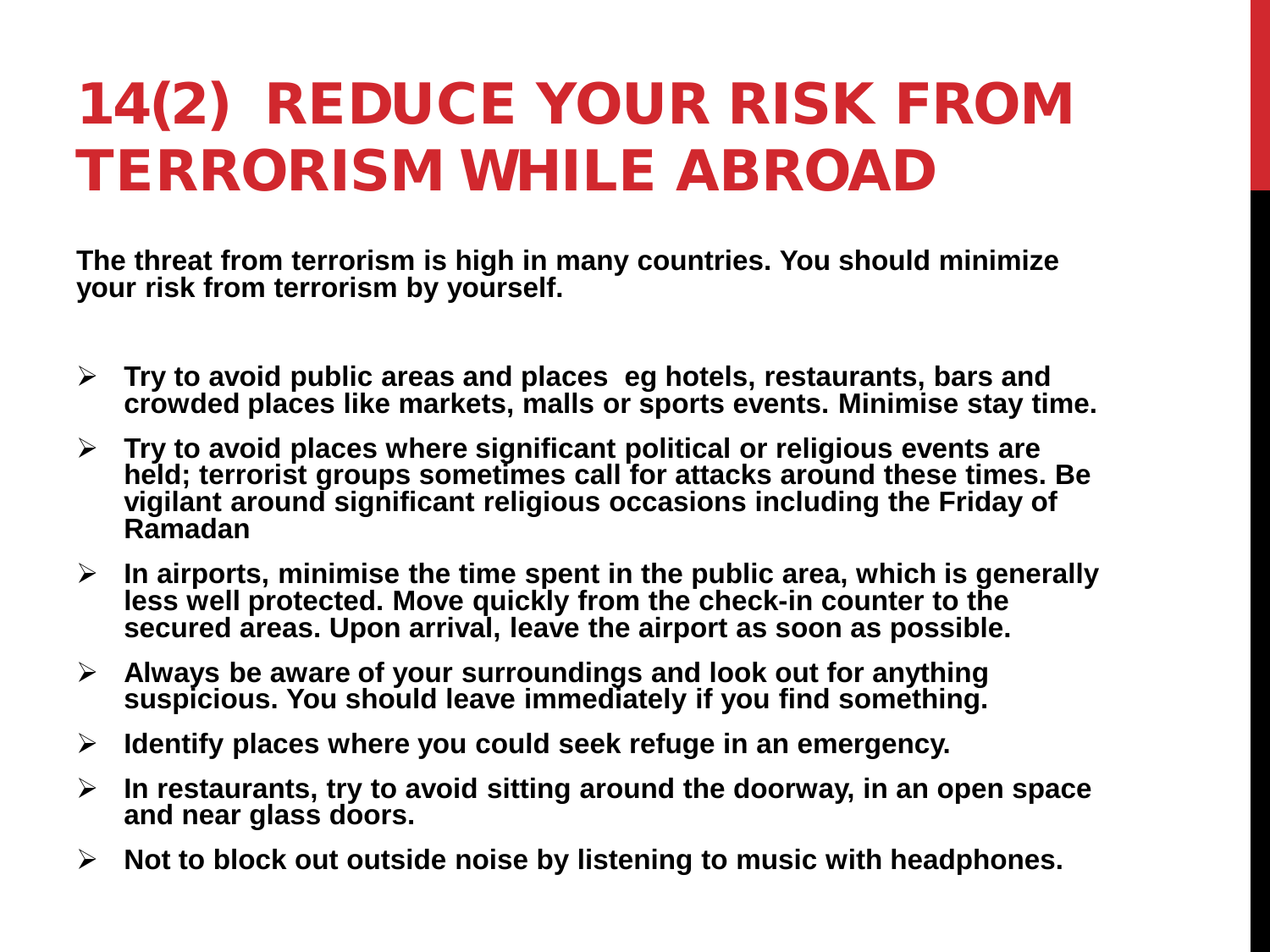# 14(2) REDUCE YOUR RISK FROM TERRORISM WHILE ABROAD

**The threat from terrorism is high in many countries. You should minimize your risk from terrorism by yourself.**

- **Try to avoid public areas and places eg hotels, restaurants, bars and crowded places like markets, malls or sports events. Minimise stay time.**
- **Try to avoid places where significant political or religious events are held; terrorist groups sometimes call for attacks around these times. Be vigilant around significant religious occasions including the Friday of Ramadan**
- **In airports, minimise the time spent in the public area, which is generally less well protected. Move quickly from the check-in counter to the secured areas. Upon arrival, leave the airport as soon as possible.**
- **Always be aware of your surroundings and look out for anything suspicious. You should leave immediately if you find something.**
- **Identify places where you could seek refuge in an emergency.**
- **In restaurants, try to avoid sitting around the doorway, in an open space and near glass doors.**
- **Not to block out outside noise by listening to music with headphones.**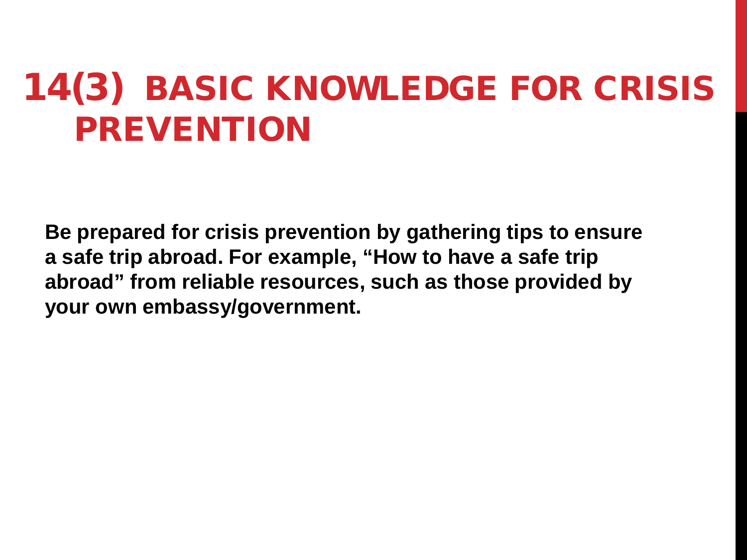# 14(3) BASIC KNOWLEDGE FOR CRISIS PREVENTION

**Be prepared for crisis prevention by gathering tips to ensure a safe trip abroad. For example, “How to have a safe trip abroad” from reliable resources, such as those provided by your own embassy/government.**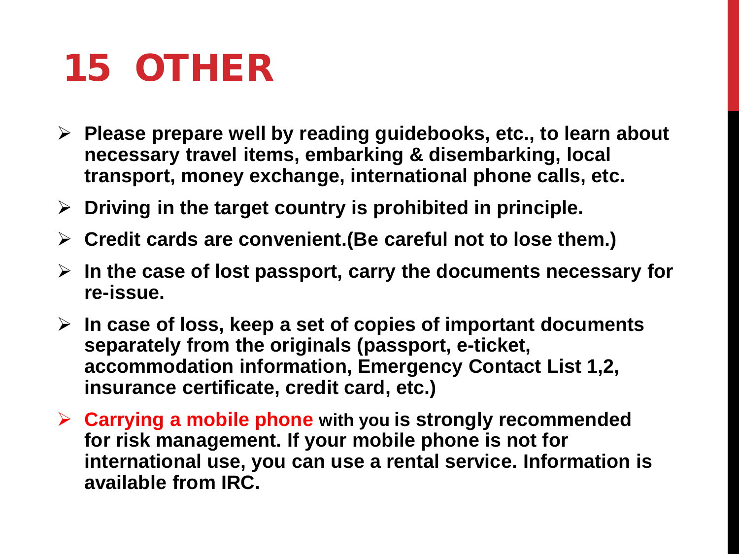# 15 OTHER

- **Please prepare well by reading guidebooks, etc., to learn about necessary travel items, embarking & disembarking, local transport, money exchange, international phone calls, etc.**
- **Driving in the target country is prohibited in principle.**
- **Credit cards are convenient.(Be careful not to lose them.)**
- **In the case of lost passport, carry the documents necessary for re-issue.**
- **In case of loss, keep a set of copies of important documents separately from the originals (passport, e-ticket, accommodation information, Emergency Contact List 1,2, insurance certificate, credit card, etc.)**
- **Carrying a mobile phone with you is strongly recommended for risk management. If your mobile phone is not for international use, you can use a rental service. Information is available from IRC.**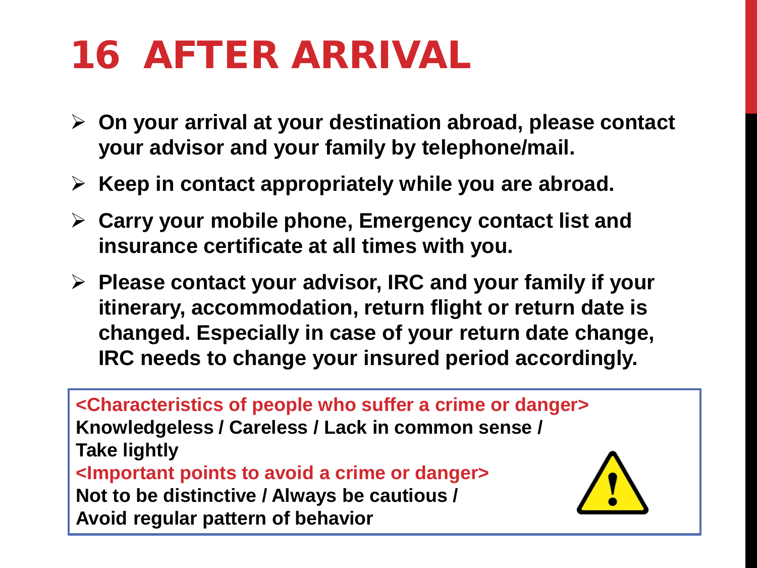# 16 AFTER ARRIVAL

- **On your arrival at your destination abroad, please contact your advisor and your family by telephone/mail.**
- **Keep in contact appropriately while you are abroad.**
- **Carry your mobile phone, Emergency contact list and insurance certificate at all times with you.**
- **Please contact your advisor, IRC and your family if your itinerary, accommodation, return flight or return date is changed. Especially in case of your return date change, IRC needs to change your insured period accordingly.**

**<Characteristics of people who suffer a crime or danger>**
**Knowledgeless / Careless / Lack in common sense / Take lightly**
**<Important points to avoid a crime or danger>**
**Not to be distinctive / Always be cautious / Avoid regular pattern of behavior**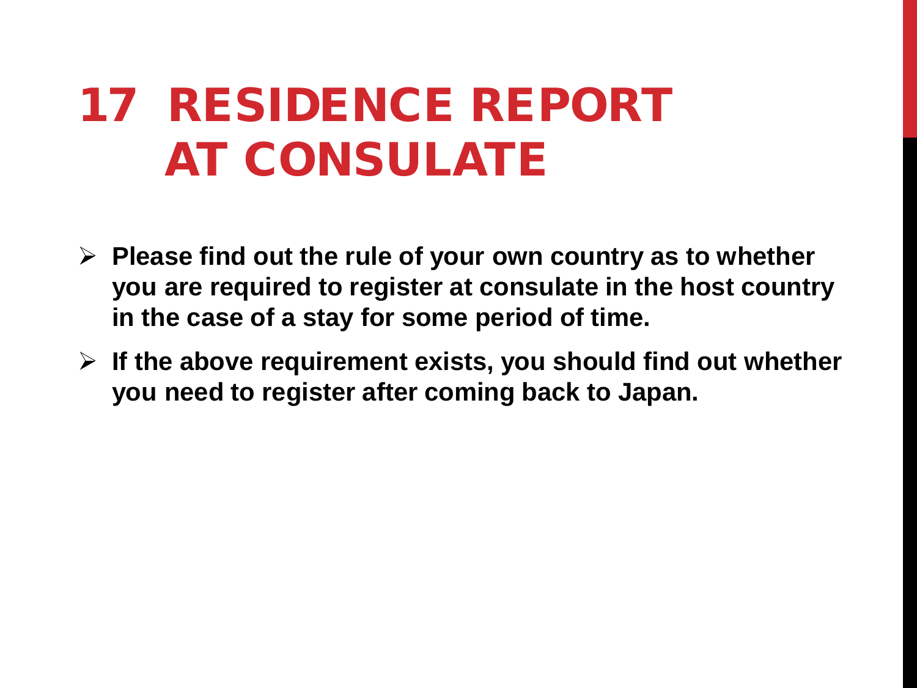# 17 RESIDENCE REPORT AT CONSULATE

- **Please find out the rule of your own country as to whether you are required to register at consulate in the host country in the case of a stay for some period of time.**
- **If the above requirement exists, you should find out whether you need to register after coming back to Japan.**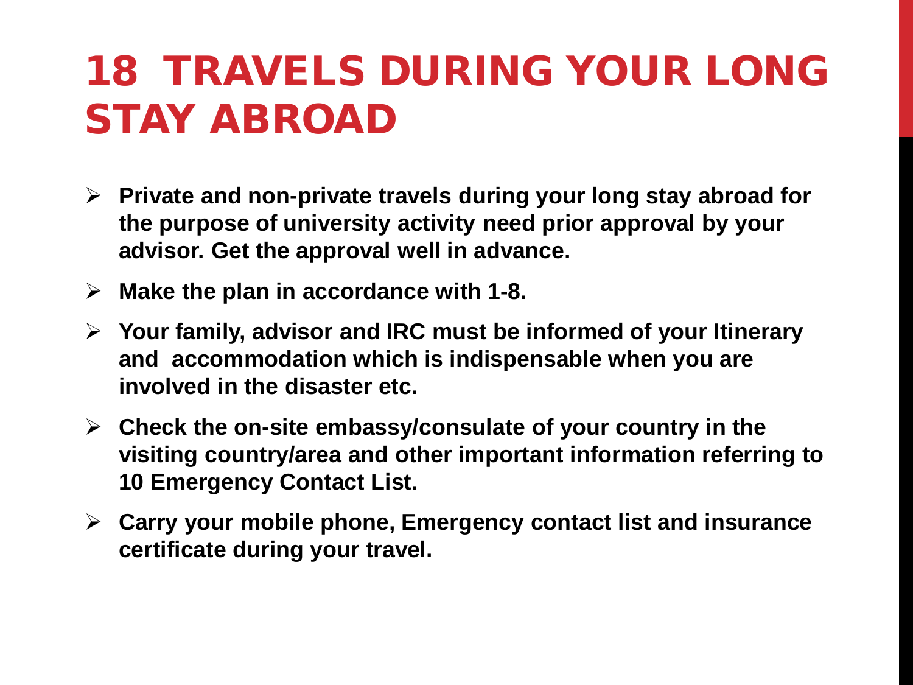# 18 TRAVELS DURING YOUR LONG STAY ABROAD

- **Private and non-private travels during your long stay abroad for the purpose of university activity need prior approval by your advisor. Get the approval well in advance.**
- **Make the plan in accordance with 1-8.**
- **Your family, advisor and IRC must be informed of your Itinerary and accommodation which is indispensable when you are involved in the disaster etc.**
- **Check the on-site embassy/consulate of your country in the visiting country/area and other important information referring to 10 Emergency Contact List.**
- **Carry your mobile phone, Emergency contact list and insurance certificate during your travel.**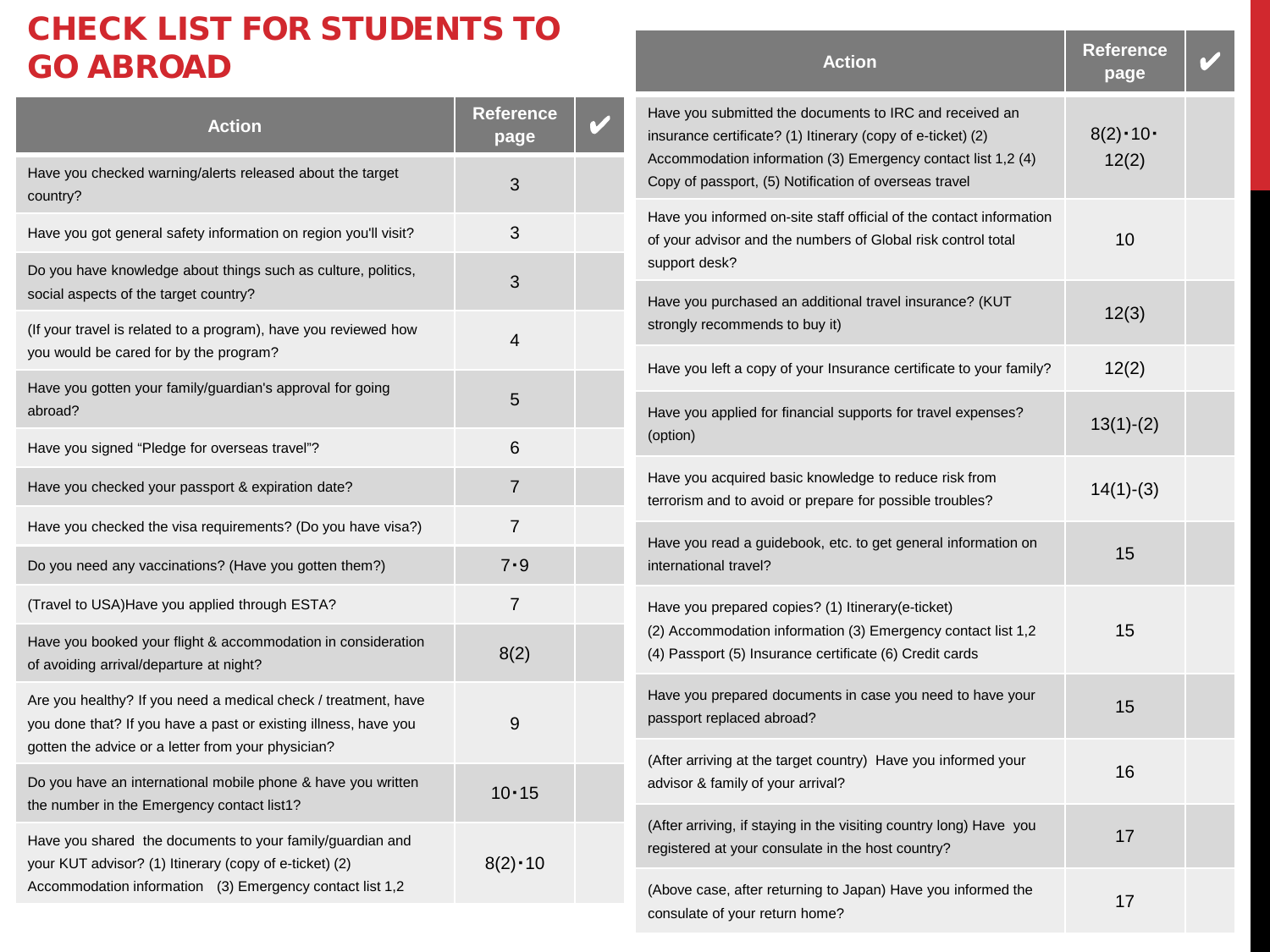# CHECK LIST FOR STUDENTS TO GO ABROAD

| Action | Reference page | ✔ |
|---|---|---|
| Have you checked warning/alerts released about the target country? | 3 | |
| Have you got general safety information on region you'll visit? | 3 | |
| Do you have knowledge about things such as culture, politics, social aspects of the target country? | 3 | |
| (If your travel is related to a program), have you reviewed how you would be cared for by the program? | 4 | |
| Have you gotten your family/guardian's approval for going abroad? | 5 | |
| Have you signed “Pledge for overseas travel”? | 6 | |
| Have you checked your passport & expiration date? | 7 | |
| Have you checked the visa requirements? (Do you have visa?) | 7 | |
| Do you need any vaccinations? (Have you gotten them?) | 7・9 | |
| (Travel to USA)Have you applied through ESTA? | 7 | |
| Have you booked your flight & accommodation in consideration of avoiding arrival/departure at night? | 8(2) | |
| Are you healthy? If you need a medical check / treatment, have you done that? If you have a past or existing illness, have you gotten the advice or a letter from your physician? | 9 | |
| Do you have an international mobile phone & have you written the number in the Emergency contact list1? | 10・15 | |
| Have you shared the documents to your family/guardian and your KUT advisor? (1) Itinerary (copy of e-ticket) (2) Accommodation information (3) Emergency contact list 1,2 | 8(2)・10 | |
| Have you submitted the documents to IRC and received an insurance certificate? (1) Itinerary (copy of e-ticket) (2) Accommodation information (3) Emergency contact list 1,2 (4) Copy of passport, (5) Notification of overseas travel | 8(2)・10・12(2) | |
| Have you informed on-site staff official of the contact information of your advisor and the numbers of Global risk control total support desk? | 10 | |
| Have you purchased an additional travel insurance? (KUT strongly recommends to buy it) | 12(3) | |
| Have you left a copy of your Insurance certificate to your family? | 12(2) | |
| Have you applied for financial supports for travel expenses? (option) | 13(1)-(2) | |
| Have you acquired basic knowledge to reduce risk from terrorism and to avoid or prepare for possible troubles? | 14(1)-(3) | |
| Have you read a guidebook, etc. to get general information on international travel? | 15 | |
| Have you prepared copies? (1) Itinerary(e-ticket) (2) Accommodation information (3) Emergency contact list 1,2 (4) Passport (5) Insurance certificate (6) Credit cards | 15 | |
| Have you prepared documents in case you need to have your passport replaced abroad? | 15 | |
| (After arriving at the target country) Have you informed your advisor & family of your arrival? | 16 | |
| (After arriving, if staying in the visiting country long) Have you registered at your consulate in the host country? | 17 | |
| (Above case, after returning to Japan) Have you informed the consulate of your return home? | 17 | |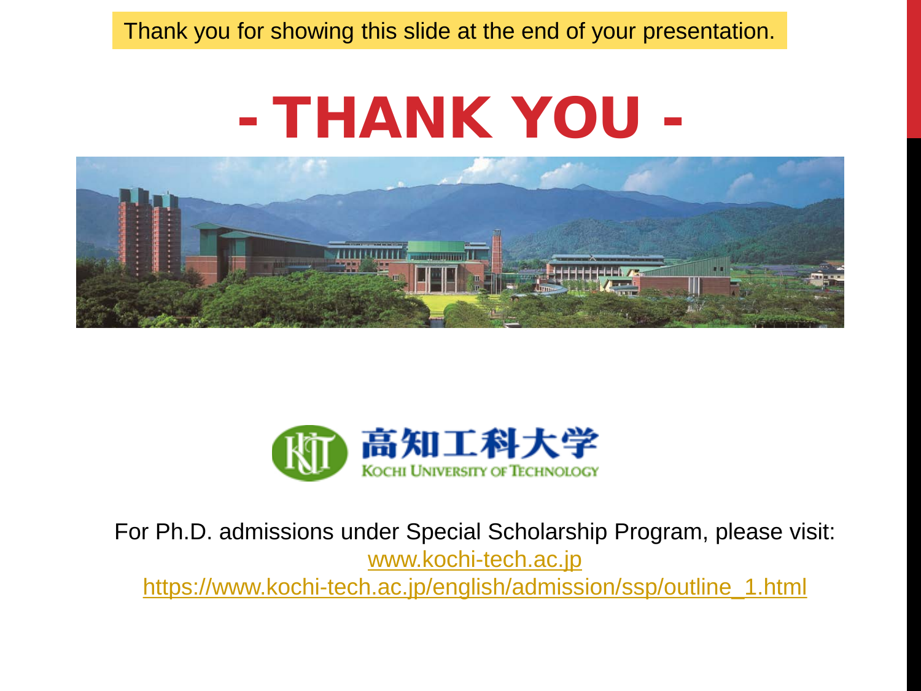Thank you for showing this slide at the end of your presentation.

# - THANK YOU -

高知工科大学
KOCHI UNIVERSITY OF TECHNOLOGY

For Ph.D. admissions under Special Scholarship Program, please visit:
www.kochi-tech.ac.jp
https://www.kochi-tech.ac.jp/english/admission/ssp/outline_1.html